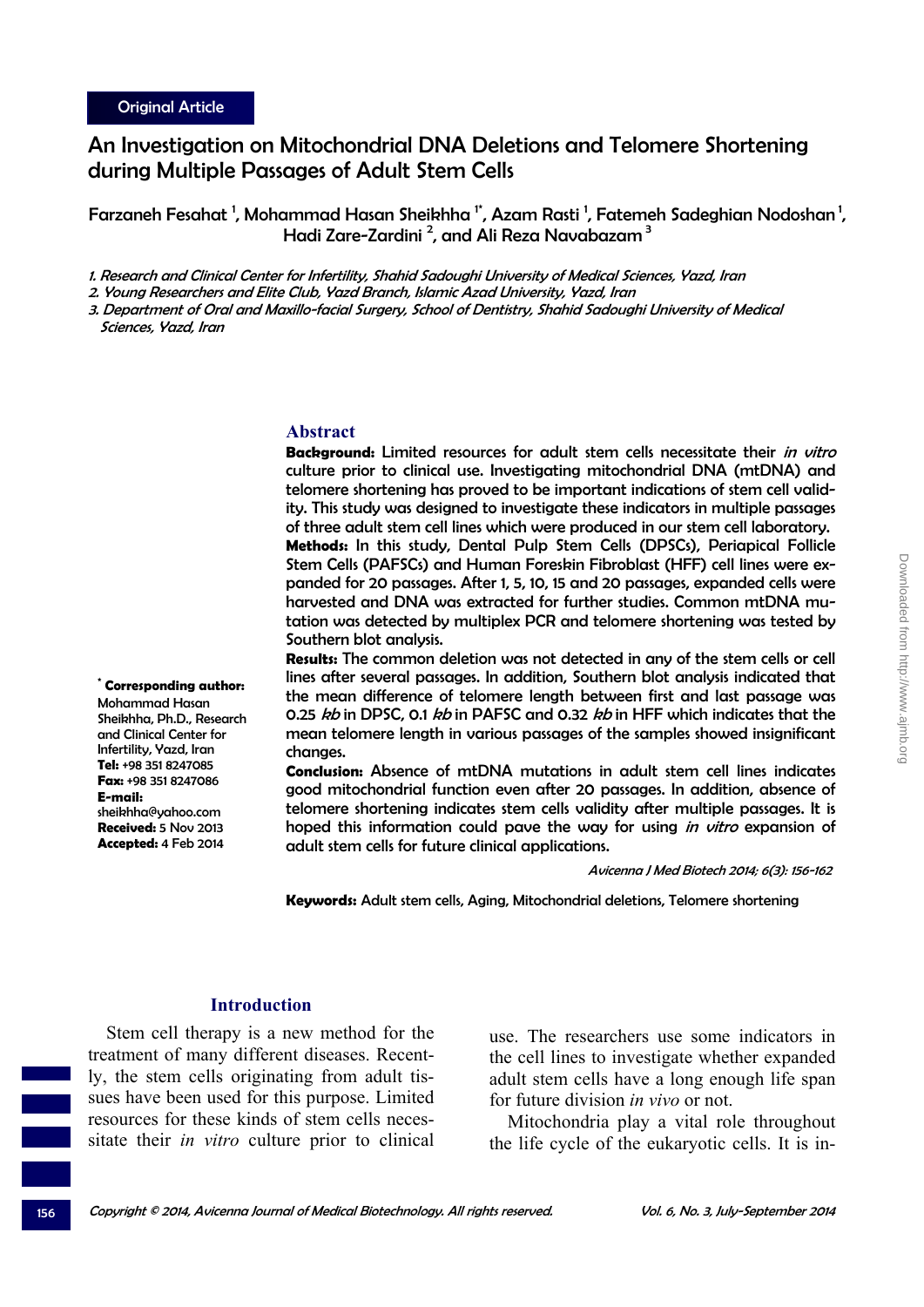Original Article

# An Investigation on Mitochondrial DNA Deletions and Telomere Shortening during Multiple Passages of Adult Stem Cells

Farzaneh Fesahat [1], Mohammad Hasan Sheikhha [1*], Azam Rasti [1], Fatemeh Sadeghian Nodoshan [1], Hadi Zare-Zardini [2], and Ali Reza Navabazam [3]

*1. Research and Clinical Center for Infertility, Shahid Sadoughi University of Medical Sciences, Yazd, Iran*
*2. Young Researchers and Elite Club, Yazd Branch, Islamic Azad University, Yazd, Iran*
*3. Department of Oral and Maxillo-facial Surgery, School of Dentistry, Shahid Sadoughi University of Medical Sciences, Yazd, Iran*

## Abstract

**Background:** Limited resources for adult stem cells necessitate their *in vitro* culture prior to clinical use. Investigating mitochondrial DNA (mtDNA) and telomere shortening has proved to be important indications of stem cell validity. This study was designed to investigate these indicators in multiple passages of three adult stem cell lines which were produced in our stem cell laboratory.

**Methods:** In this study, Dental Pulp Stem Cells (DPSCs), Periapical Follicle Stem Cells (PAFSCs) and Human Foreskin Fibroblast (HFF) cell lines were expanded for 20 passages. After 1, 5, 10, 15 and 20 passages, expanded cells were harvested and DNA was extracted for further studies. Common mtDNA mutation was detected by multiplex PCR and telomere shortening was tested by Southern blot analysis.

**Results:** The common deletion was not detected in any of the stem cells or cell lines after several passages. In addition, Southern blot analysis indicated that the mean difference of telomere length between first and last passage was 0.25 *kb* in DPSC, 0.1 *kb* in PAFSC and 0.32 *kb* in HFF which indicates that the mean telomere length in various passages of the samples showed insignificant changes.

**Conclusion:** Absence of mtDNA mutations in adult stem cell lines indicates good mitochondrial function even after 20 passages. In addition, absence of telomere shortening indicates stem cells validity after multiple passages. It is hoped this information could pave the way for using *in vitro* expansion of adult stem cells for future clinical applications.

*Avicenna J Med Biotech 2014; 6(3): 156-162*

**Keywords:** Adult stem cells, Aging, Mitochondrial deletions, Telomere shortening

**\* Corresponding author:**
Mohammad Hasan Sheikhha, Ph.D., Research and Clinical Center for Infertility, Yazd, Iran
**Tel:** +98 351 8247085
**Fax:** +98 351 8247086
**E-mail:** sheikhha@yahoo.com
**Received:** 5 Nov 2013
**Accepted:** 4 Feb 2014

## Introduction

Stem cell therapy is a new method for the treatment of many different diseases. Recently, the stem cells originating from adult tissues have been used for this purpose. Limited resources for these kinds of stem cells necessitate their *in vitro* culture prior to clinical use. The researchers use some indicators in the cell lines to investigate whether expanded adult stem cells have a long enough life span for future division *in vivo* or not.

Mitochondria play a vital role throughout the life cycle of the eukaryotic cells. It is in-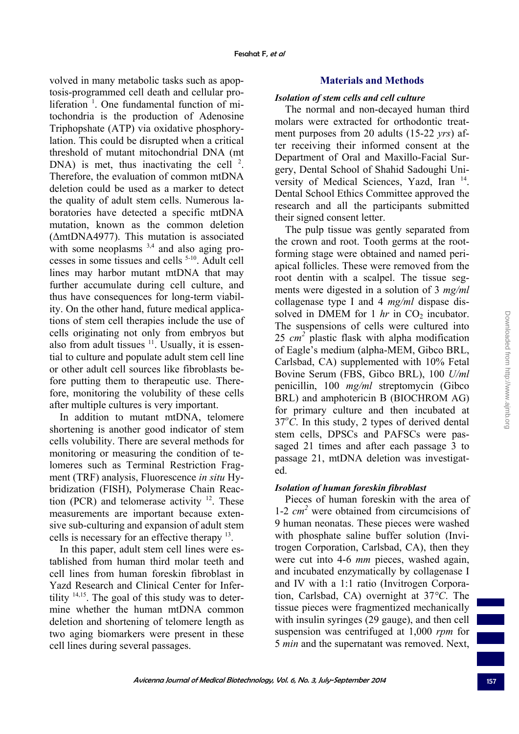volved in many metabolic tasks such as apoptosis-programmed cell death and cellular proliferation [1]. One fundamental function of mitochondria is the production of Adenosine Triphopshate (ATP) via oxidative phosphorylation. This could be disrupted when a critical threshold of mutant mitochondrial DNA (mt DNA) is met, thus inactivating the cell [2]. Therefore, the evaluation of common mtDNA deletion could be used as a marker to detect the quality of adult stem cells. Numerous laboratories have detected a specific mtDNA mutation, known as the common deletion (ΔmtDNA4977). This mutation is associated with some neoplasms [3,4] and also aging processes in some tissues and cells [5-10]. Adult cell lines may harbor mutant mtDNA that may further accumulate during cell culture, and thus have consequences for long-term viability. On the other hand, future medical applications of stem cell therapies include the use of cells originating not only from embryos but also from adult tissues [11]. Usually, it is essential to culture and populate adult stem cell line or other adult cell sources like fibroblasts before putting them to therapeutic use. Therefore, monitoring the volubility of these cells after multiple cultures is very important.

In addition to mutant mtDNA, telomere shortening is another good indicator of stem cells volubility. There are several methods for monitoring or measuring the condition of telomeres such as Terminal Restriction Fragment (TRF) analysis, Fluorescence *in situ* Hybridization (FISH), Polymerase Chain Reaction (PCR) and telomerase activity [12]. These measurements are important because extensive sub-culturing and expansion of adult stem cells is necessary for an effective therapy [13].

In this paper, adult stem cell lines were established from human third molar teeth and cell lines from human foreskin fibroblast in Yazd Research and Clinical Center for Infertility [14,15]. The goal of this study was to determine whether the human mtDNA common deletion and shortening of telomere length as two aging biomarkers were present in these cell lines during several passages.

## Materials and Methods

### *Isolation of stem cells and cell culture*

The normal and non-decayed human third molars were extracted for orthodontic treatment purposes from 20 adults (15-22 *yrs*) after receiving their informed consent at the Department of Oral and Maxillo-Facial Surgery, Dental School of Shahid Sadoughi University of Medical Sciences, Yazd, Iran [14]. Dental School Ethics Committee approved the research and all the participants submitted their signed consent letter.

The pulp tissue was gently separated from the crown and root. Tooth germs at the root-forming stage were obtained and named periapical follicles. These were removed from the root dentin with a scalpel. The tissue segments were digested in a solution of 3 *mg/ml* collagenase type I and 4 *mg/ml* dispase dissolved in DMEM for 1 *hr* in $CO_2$ incubator. The suspensions of cells were cultured into 25 $cm^2$ plastic flask with alpha modification of Eagle's medium (alpha-MEM, Gibco BRL, Carlsbad, CA) supplemented with 10% Fetal Bovine Serum (FBS, Gibco BRL), 100 *U/ml* penicillin, 100 *mg/ml* streptomycin (Gibco BRL) and amphotericin B (BIOCHROM AG) for primary culture and then incubated at $37^oC$. In this study, 2 types of derived dental stem cells, DPSCs and PAFSCs were passaged 21 times and after each passage 3 to passage 21, mtDNA deletion was investigated.

### *Isolation of human foreskin fibroblast*

Pieces of human foreskin with the area of 1-2 $cm^2$ were obtained from circumcisions of 9 human neonatas. These pieces were washed with phosphate saline buffer solution (Invitrogen Corporation, Carlsbad, CA), then they were cut into 4-6 *mm* pieces, washed again, and incubated enzymatically by collagenase I and IV with a 1:1 ratio (Invitrogen Corporation, Carlsbad, CA) overnight at 37*°C*. The tissue pieces were fragmentized mechanically with insulin syringes (29 gauge), and then cell suspension was centrifuged at 1,000 *rpm* for 5 *min* and the supernatant was removed. Next,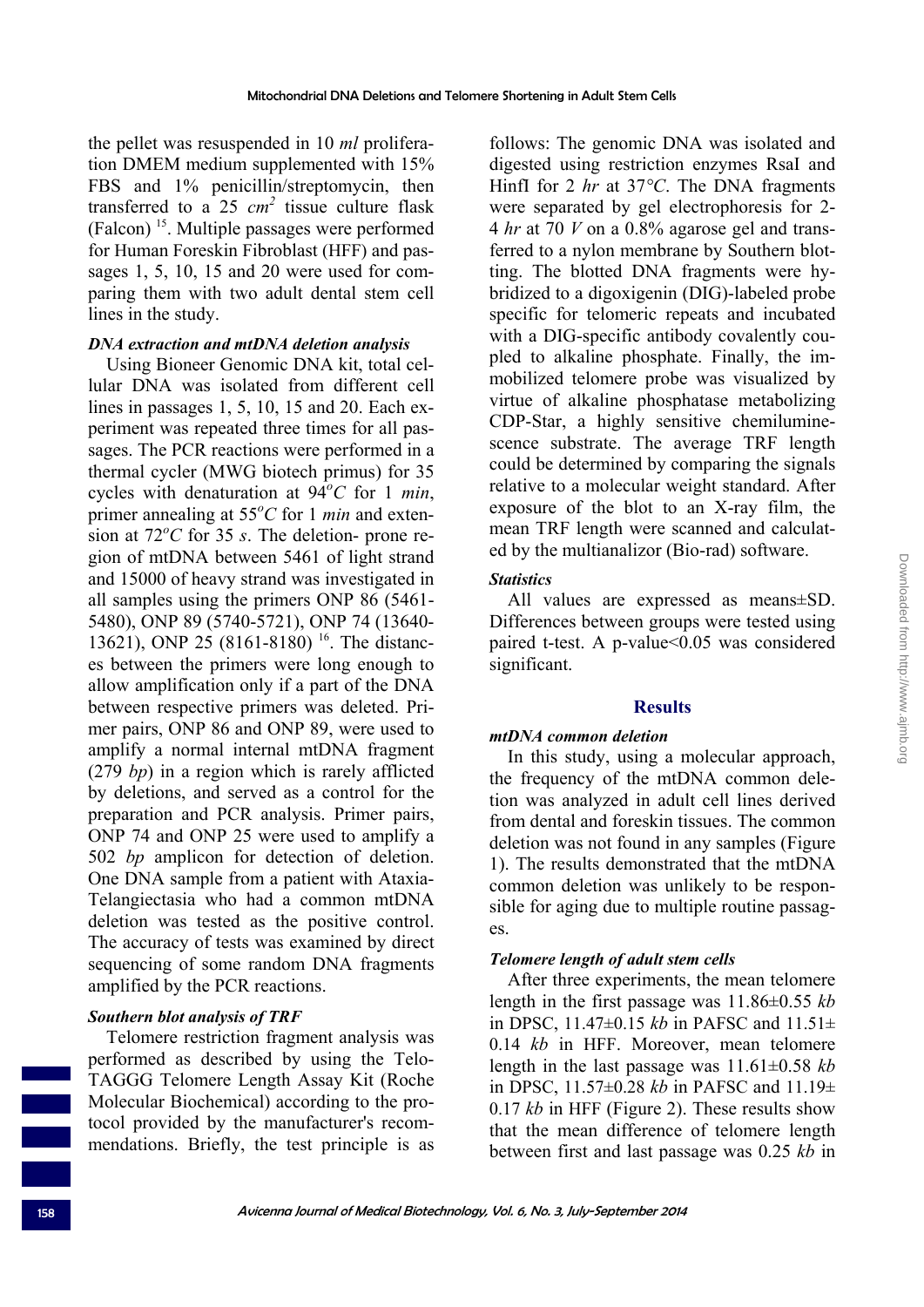the pellet was resuspended in 10 *ml* proliferation DMEM medium supplemented with 15% FBS and 1% penicillin/streptomycin, then transferred to a 25 $cm^2$ tissue culture flask (Falcon) [15]. Multiple passages were performed for Human Foreskin Fibroblast (HFF) and passages 1, 5, 10, 15 and 20 were used for comparing them with two adult dental stem cell lines in the study.

***DNA extraction and mtDNA deletion analysis***

Using Bioneer Genomic DNA kit, total cellular DNA was isolated from different cell lines in passages 1, 5, 10, 15 and 20. Each experiment was repeated three times for all passages. The PCR reactions were performed in a thermal cycler (MWG biotech primus) for 35 cycles with denaturation at $94^oC$ for 1 *min*, primer annealing at $55^oC$ for 1 *min* and extension at $72^oC$ for 35 *s*. The deletion- prone region of mtDNA between 5461 of light strand and 15000 of heavy strand was investigated in all samples using the primers ONP 86 (5461-5480), ONP 89 (5740-5721), ONP 74 (13640-13621), ONP 25 (8161-8180) [16]. The distances between the primers were long enough to allow amplification only if a part of the DNA between respective primers was deleted. Primer pairs, ONP 86 and ONP 89, were used to amplify a normal internal mtDNA fragment (279 *bp*) in a region which is rarely afflicted by deletions, and served as a control for the preparation and PCR analysis. Primer pairs, ONP 74 and ONP 25 were used to amplify a 502 *bp* amplicon for detection of deletion. One DNA sample from a patient with Ataxia-Telangiectasia who had a common mtDNA deletion was tested as the positive control. The accuracy of tests was examined by direct sequencing of some random DNA fragments amplified by the PCR reactions.

***Southern blot analysis of TRF***

Telomere restriction fragment analysis was performed as described by using the Telo-TAGGG Telomere Length Assay Kit (Roche Molecular Biochemical) according to the protocol provided by the manufacturer's recommendations. Briefly, the test principle is as follows: The genomic DNA was isolated and digested using restriction enzymes RsaI and HinfI for 2 *hr* at $37°C$. The DNA fragments were separated by gel electrophoresis for 2-4 *hr* at 70 *V* on a 0.8% agarose gel and transferred to a nylon membrane by Southern blotting. The blotted DNA fragments were hybridized to a digoxigenin (DIG)-labeled probe specific for telomeric repeats and incubated with a DIG-specific antibody covalently coupled to alkaline phosphate. Finally, the immobilized telomere probe was visualized by virtue of alkaline phosphatase metabolizing CDP-Star, a highly sensitive chemiluminescence substrate. The average TRF length could be determined by comparing the signals relative to a molecular weight standard. After exposure of the blot to an X-ray film, the mean TRF length were scanned and calculated by the multianalizor (Bio-rad) software.

***Statistics***

All values are expressed as means±SD. Differences between groups were tested using paired t-test. A p-value<0.05 was considered significant.

## Results

***mtDNA common deletion***

In this study, using a molecular approach, the frequency of the mtDNA common deletion was analyzed in adult cell lines derived from dental and foreskin tissues. The common deletion was not found in any samples (Figure 1). The results demonstrated that the mtDNA common deletion was unlikely to be responsible for aging due to multiple routine passages.

***Telomere length of adult stem cells***

After three experiments, the mean telomere length in the first passage was 11.86±0.55 *kb* in DPSC, 11.47±0.15 *kb* in PAFSC and 11.51±0.14 *kb* in HFF. Moreover, mean telomere length in the last passage was 11.61±0.58 *kb* in DPSC, 11.57±0.28 *kb* in PAFSC and 11.19±0.17 *kb* in HFF (Figure 2). These results show that the mean difference of telomere length between first and last passage was 0.25 *kb* in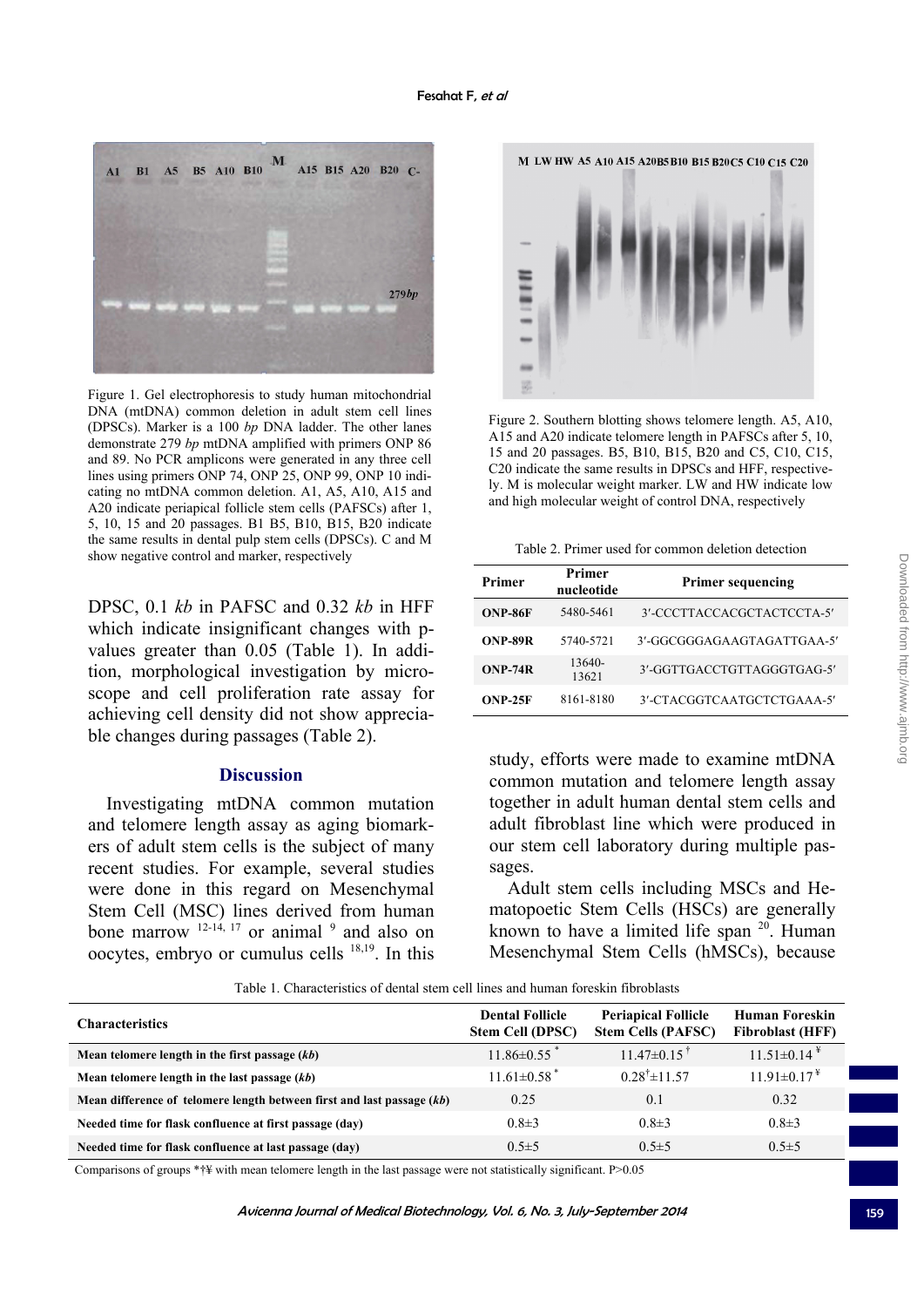Figure 1. Gel electrophoresis to study human mitochondrial DNA (mtDNA) common deletion in adult stem cell lines (DPSCs). Marker is a 100 *bp* DNA ladder. The other lanes demonstrate 279 *bp* mtDNA amplified with primers ONP 86 and 89. No PCR amplicons were generated in any three cell lines using primers ONP 74, ONP 25, ONP 99, ONP 10 indicating no mtDNA common deletion. A1, A5, A10, A15 and A20 indicate periapical follicle stem cells (PAFSCs) after 1, 5, 10, 15 and 20 passages. B1 B5, B10, B15, B20 indicate the same results in dental pulp stem cells (DPSCs). C and M show negative control and marker, respectively

DPSC, 0.1 *kb* in PAFSC and 0.32 *kb* in HFF which indicate insignificant changes with p-values greater than 0.05 (Table 1). In addition, morphological investigation by microscope and cell proliferation rate assay for achieving cell density did not show appreciable changes during passages (Table 2).

## Discussion

Investigating mtDNA common mutation and telomere length assay as aging biomarkers of adult stem cells is the subject of many recent studies. For example, several studies were done in this regard on Mesenchymal Stem Cell (MSC) lines derived from human bone marrow [12-14, 17] or animal [9] and also on oocytes, embryo or cumulus cells [18,19]. In this study, efforts were made to examine mtDNA common mutation and telomere length assay together in adult human dental stem cells and adult fibroblast line which were produced in our stem cell laboratory during multiple passages.

Adult stem cells including MSCs and Hematopoetic Stem Cells (HSCs) are generally known to have a limited life span [20]. Human Mesenchymal Stem Cells (hMSCs), because

Figure 2. Southern blotting shows telomere length. A5, A10, A15 and A20 indicate telomere length in PAFSCs after 5, 10, 15 and 20 passages. B5, B10, B15, B20 and C5, C10, C15, C20 indicate the same results in DPSCs and HFF, respectively. M is molecular weight marker. LW and HW indicate low and high molecular weight of control DNA, respectively

Table 2. Primer used for common deletion detection

| Primer | Primer nucleotide | Primer sequencing |
|---|---|---|
| ONP-86F | 5480-5461 | 3′-CCCTTACCACGCTACTCCTA-5′ |
| ONP-89R | 5740-5721 | 3′-GGCGGGAGAAGTAGATTGAA-5′ |
| ONP-74R | 13640-13621 | 3′-GGTTGACCTGTTAGGGTGAG-5′ |
| ONP-25F | 8161-8180 | 3′-CTACGGTCAATGCTCTGAAA-5′ |

Table 1. Characteristics of dental stem cell lines and human foreskin fibroblasts

| Characteristics | Dental Follicle Stem Cell (DPSC) | Periapical Follicle Stem Cells (PAFSC) | Human Foreskin Fibroblast (HFF) |
|---|---|---|---|
| Mean telomere length in the first passage (*kb*) | 11.86±0.55 * | 11.47±0.15 † | 11.51±0.14 ¥ |
| Mean telomere length in the last passage (*kb*) | 11.61±0.58 * | 0.28†±11.57 | 11.91±0.17 ¥ |
| Mean difference of telomere length between first and last passage (*kb*) | 0.25 | 0.1 | 0.32 |
| Needed time for flask confluence at first passage (day) | 0.8±3 | 0.8±3 | 0.8±3 |
| Needed time for flask confluence at last passage (day) | 0.5±5 | 0.5±5 | 0.5±5 |

Comparisons of groups *†¥ with mean telomere length in the last passage were not statistically significant. P>0.05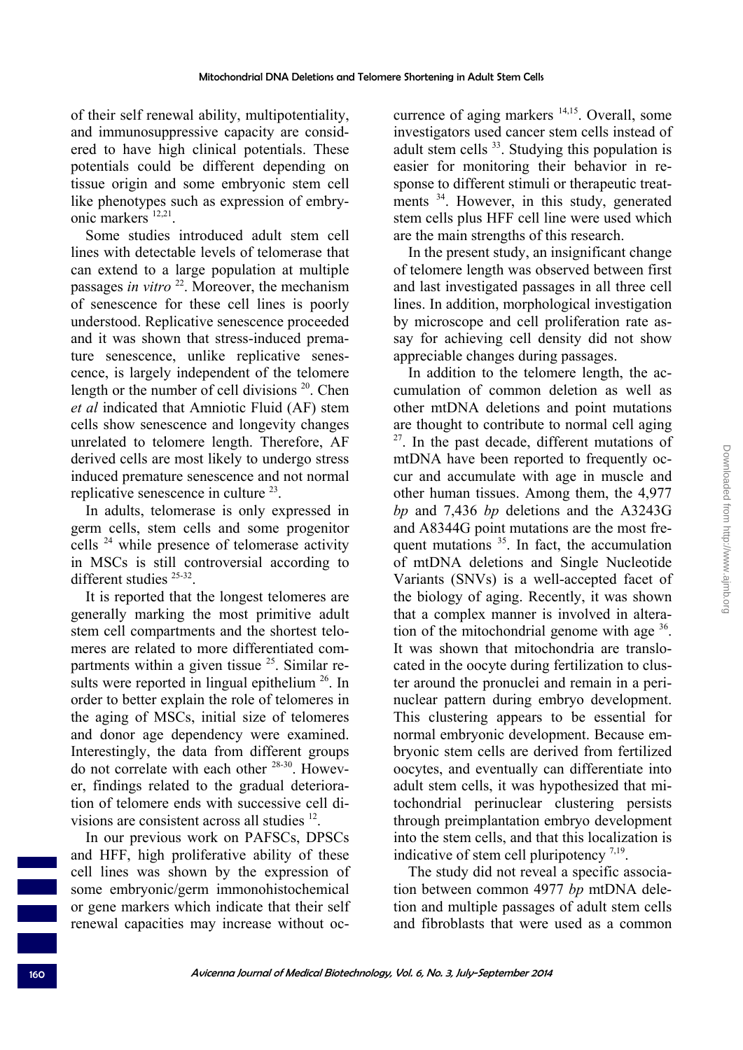of their self renewal ability, multipotentiality, and immunosuppressive capacity are considered to have high clinical potentials. These potentials could be different depending on tissue origin and some embryonic stem cell like phenotypes such as expression of embryonic markers [12,21].

Some studies introduced adult stem cell lines with detectable levels of telomerase that can extend to a large population at multiple passages *in vitro* [22]. Moreover, the mechanism of senescence for these cell lines is poorly understood. Replicative senescence proceeded and it was shown that stress-induced premature senescence, unlike replicative senescence, is largely independent of the telomere length or the number of cell divisions [20]. Chen *et al* indicated that Amniotic Fluid (AF) stem cells show senescence and longevity changes unrelated to telomere length. Therefore, AF derived cells are most likely to undergo stress induced premature senescence and not normal replicative senescence in culture [23].

In adults, telomerase is only expressed in germ cells, stem cells and some progenitor cells [24] while presence of telomerase activity in MSCs is still controversial according to different studies [25-32].

It is reported that the longest telomeres are generally marking the most primitive adult stem cell compartments and the shortest telomeres are related to more differentiated compartments within a given tissue [25]. Similar results were reported in lingual epithelium [26]. In order to better explain the role of telomeres in the aging of MSCs, initial size of telomeres and donor age dependency were examined. Interestingly, the data from different groups do not correlate with each other [28-30]. However, findings related to the gradual deterioration of telomere ends with successive cell divisions are consistent across all studies [12].

In our previous work on PAFSCs, DPSCs and HFF, high proliferative ability of these cell lines was shown by the expression of some embryonic/germ immonohistochemical or gene markers which indicate that their self renewal capacities may increase without occurrence of aging markers [14,15]. Overall, some investigators used cancer stem cells instead of adult stem cells [33]. Studying this population is easier for monitoring their behavior in response to different stimuli or therapeutic treatments [34]. However, in this study, generated stem cells plus HFF cell line were used which are the main strengths of this research.

In the present study, an insignificant change of telomere length was observed between first and last investigated passages in all three cell lines. In addition, morphological investigation by microscope and cell proliferation rate assay for achieving cell density did not show appreciable changes during passages.

In addition to the telomere length, the accumulation of common deletion as well as other mtDNA deletions and point mutations are thought to contribute to normal cell aging [27]. In the past decade, different mutations of mtDNA have been reported to frequently occur and accumulate with age in muscle and other human tissues. Among them, the 4,977 *bp* and 7,436 *bp* deletions and the A3243G and A8344G point mutations are the most frequent mutations [35]. In fact, the accumulation of mtDNA deletions and Single Nucleotide Variants (SNVs) is a well-accepted facet of the biology of aging. Recently, it was shown that a complex manner is involved in alteration of the mitochondrial genome with age [36]. It was shown that mitochondria are translocated in the oocyte during fertilization to cluster around the pronuclei and remain in a perinuclear pattern during embryo development. This clustering appears to be essential for normal embryonic development. Because embryonic stem cells are derived from fertilized oocytes, and eventually can differentiate into adult stem cells, it was hypothesized that mitochondrial perinuclear clustering persists through preimplantation embryo development into the stem cells, and that this localization is indicative of stem cell pluripotency [7,19].

The study did not reveal a specific association between common 4977 *bp* mtDNA deletion and multiple passages of adult stem cells and fibroblasts that were used as a common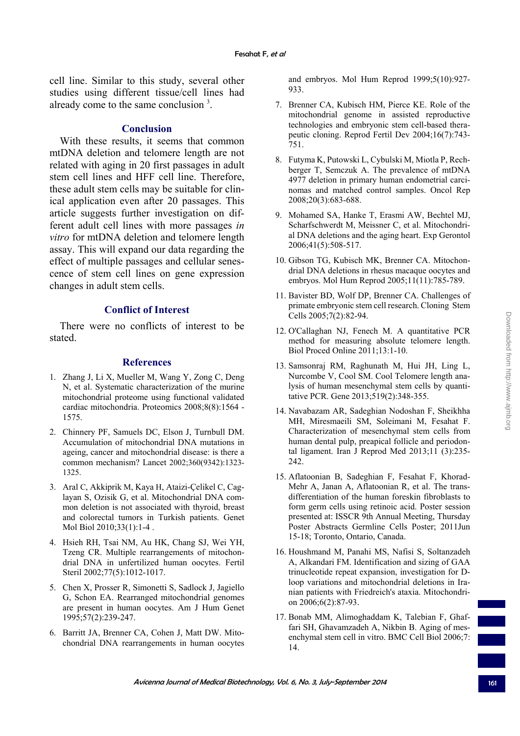cell line. Similar to this study, several other studies using different tissue/cell lines had already come to the same conclusion [3].

## Conclusion

With these results, it seems that common mtDNA deletion and telomere length are not related with aging in 20 first passages in adult stem cell lines and HFF cell line. Therefore, these adult stem cells may be suitable for clinical application even after 20 passages. This article suggests further investigation on different adult cell lines with more passages *in vitro* for mtDNA deletion and telomere length assay. This will expand our data regarding the effect of multiple passages and cellular senescence of stem cell lines on gene expression changes in adult stem cells.

## Conflict of Interest

There were no conflicts of interest to be stated.

## References

1. Zhang J, Li X, Mueller M, Wang Y, Zong C, Deng N, et al. Systematic characterization of the murine mitochondrial proteome using functional validated cardiac mitochondria. Proteomics 2008;8(8):1564 - 1575.
2. Chinnery PF, Samuels DC, Elson J, Turnbull DM. Accumulation of mitochondrial DNA mutations in ageing, cancer and mitochondrial disease: is there a common mechanism? Lancet 2002;360(9342):1323-1325.
3. Aral C, Akkiprik M, Kaya H, Ataizi-Çelikel C, Caglayan S, Ozisik G, et al. Mitochondrial DNA common deletion is not associated with thyroid, breast and colorectal tumors in Turkish patients. Genet Mol Biol 2010;33(1):1-4 .
4. Hsieh RH, Tsai NM, Au HK, Chang SJ, Wei YH, Tzeng CR. Multiple rearrangements of mitochondrial DNA in unfertilized human oocytes. Fertil Steril 2002;77(5):1012-1017.
5. Chen X, Prosser R, Simonetti S, Sadlock J, Jagiello G, Schon EA. Rearranged mitochondrial genomes are present in human oocytes. Am J Hum Genet 1995;57(2):239-247.
6. Barritt JA, Brenner CA, Cohen J, Matt DW. Mitochondrial DNA rearrangements in human oocytes and embryos. Mol Hum Reprod 1999;5(10):927-933.
7. Brenner CA, Kubisch HM, Pierce KE. Role of the mitochondrial genome in assisted reproductive technologies and embryonic stem cell-based therapeutic cloning. Reprod Fertil Dev 2004;16(7):743-751.
8. Futyma K, Putowski L, Cybulski M, Miotla P, Rechberger T, Semczuk A. The prevalence of mtDNA 4977 deletion in primary human endometrial carcinomas and matched control samples. Oncol Rep 2008;20(3):683-688.
9. Mohamed SA, Hanke T, Erasmi AW, Bechtel MJ, Scharfschwerdt M, Meissner C, et al. Mitochondrial DNA deletions and the aging heart. Exp Gerontol 2006;41(5):508-517.
10. Gibson TG, Kubisch MK, Brenner CA. Mitochondrial DNA deletions in rhesus macaque oocytes and embryos. Mol Hum Reprod 2005;11(11):785-789.
11. Bavister BD, Wolf DP, Brenner CA. Challenges of primate embryonic stem cell research. Cloning Stem Cells 2005;7(2):82-94.
12. O'Callaghan NJ, Fenech M. A quantitative PCR method for measuring absolute telomere length. Biol Proced Online 2011;13:1-10.
13. Samsonraj RM, Raghunath M, Hui JH, Ling L, Nurcombe V, Cool SM. Cool Telomere length analysis of human mesenchymal stem cells by quantitative PCR. Gene 2013;519(2):348-355.
14. Navabazam AR, Sadeghian Nodoshan F, Sheikhha MH, Miresmaeili SM, Soleimani M, Fesahat F. Characterization of mesenchymal stem cells from human dental pulp, preapical follicle and periodontal ligament. Iran J Reprod Med 2013;11 (3):235-242.
15. Aflatoonian B, Sadeghian F, Fesahat F, Khorad-Mehr A, Janan A, Aflatoonian R, et al. The transdifferentiation of the human foreskin fibroblasts to form germ cells using retinoic acid. Poster session presented at: ISSCR 9th Annual Meeting, Thursday Poster Abstracts Germline Cells Poster; 2011Jun 15-18; Toronto, Ontario, Canada.
16. Houshmand M, Panahi MS, Nafisi S, Soltanzadeh A, Alkandari FM. Identification and sizing of GAA trinucleotide repeat expansion, investigation for D-loop variations and mitochondrial deletions in Iranian patients with Friedreich's ataxia. Mitochondrion 2006;6(2):87-93.
17. Bonab MM, Alimoghaddam K, Talebian F, Ghaffari SH, Ghavamzadeh A, Nikbin B. Aging of mesenchymal stem cell in vitro. BMC Cell Biol 2006;7: 14.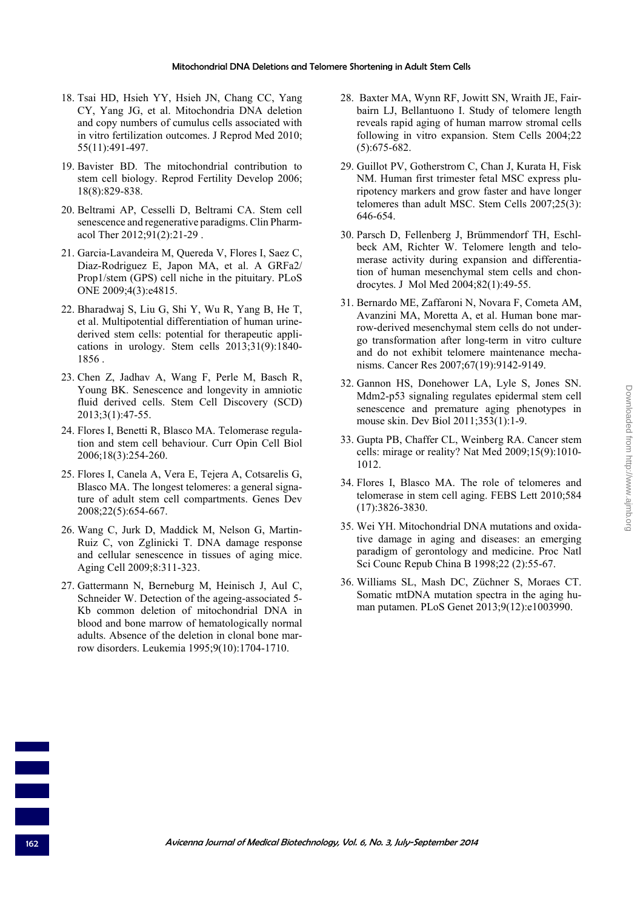18. Tsai HD, Hsieh YY, Hsieh JN, Chang CC, Yang CY, Yang JG, et al. Mitochondria DNA deletion and copy numbers of cumulus cells associated with in vitro fertilization outcomes. J Reprod Med 2010; 55(11):491-497.

19. Bavister BD. The mitochondrial contribution to stem cell biology. Reprod Fertility Develop 2006; 18(8):829-838.

20. Beltrami AP, Cesselli D, Beltrami CA. Stem cell senescence and regenerative paradigms. Clin Pharmacol Ther 2012;91(2):21-29 .

21. Garcia-Lavandeira M, Quereda V, Flores I, Saez C, Diaz-Rodriguez E, Japon MA, et al. A GRFa2/Prop1/stem (GPS) cell niche in the pituitary. PLoS ONE 2009;4(3):e4815.

22. Bharadwaj S, Liu G, Shi Y, Wu R, Yang B, He T, et al. Multipotential differentiation of human urine-derived stem cells: potential for therapeutic applications in urology. Stem cells 2013;31(9):1840-1856 .

23. Chen Z, Jadhav A, Wang F, Perle M, Basch R, Young BK. Senescence and longevity in amniotic fluid derived cells. Stem Cell Discovery (SCD) 2013;3(1):47-55.

24. Flores I, Benetti R, Blasco MA. Telomerase regulation and stem cell behaviour. Curr Opin Cell Biol 2006;18(3):254-260.

25. Flores I, Canela A, Vera E, Tejera A, Cotsarelis G, Blasco MA. The longest telomeres: a general signature of adult stem cell compartments. Genes Dev 2008;22(5):654-667.

26. Wang C, Jurk D, Maddick M, Nelson G, Martin-Ruiz C, von Zglinicki T. DNA damage response and cellular senescence in tissues of aging mice. Aging Cell 2009;8:311-323.

27. Gattermann N, Berneburg M, Heinisch J, Aul C, Schneider W. Detection of the ageing-associated 5-Kb common deletion of mitochondrial DNA in blood and bone marrow of hematologically normal adults. Absence of the deletion in clonal bone marrow disorders. Leukemia 1995;9(10):1704-1710.

28. Baxter MA, Wynn RF, Jowitt SN, Wraith JE, Fairbairn LJ, Bellantuono I. Study of telomere length reveals rapid aging of human marrow stromal cells following in vitro expansion. Stem Cells 2004;22 (5):675-682.

29. Guillot PV, Gotherstrom C, Chan J, Kurata H, Fisk NM. Human first trimester fetal MSC express pluripotency markers and grow faster and have longer telomeres than adult MSC. Stem Cells 2007;25(3): 646-654.

30. Parsch D, Fellenberg J, Brümmendorf TH, Eschlbeck AM, Richter W. Telomere length and telomerase activity during expansion and differentiation of human mesenchymal stem cells and chondrocytes. J Mol Med 2004;82(1):49-55.

31. Bernardo ME, Zaffaroni N, Novara F, Cometa AM, Avanzini MA, Moretta A, et al. Human bone marrow-derived mesenchymal stem cells do not undergo transformation after long-term in vitro culture and do not exhibit telomere maintenance mechanisms. Cancer Res 2007;67(19):9142-9149.

32. Gannon HS, Donehower LA, Lyle S, Jones SN. Mdm2-p53 signaling regulates epidermal stem cell senescence and premature aging phenotypes in mouse skin. Dev Biol 2011;353(1):1-9.

33. Gupta PB, Chaffer CL, Weinberg RA. Cancer stem cells: mirage or reality? Nat Med 2009;15(9):1010-1012.

34. Flores I, Blasco MA. The role of telomeres and telomerase in stem cell aging. FEBS Lett 2010;584 (17):3826-3830.

35. Wei YH. Mitochondrial DNA mutations and oxidative damage in aging and diseases: an emerging paradigm of gerontology and medicine. Proc Natl Sci Counc Repub China B 1998;22 (2):55-67.

36. Williams SL, Mash DC, Züchner S, Moraes CT. Somatic mtDNA mutation spectra in the aging human putamen. PLoS Genet 2013;9(12):e1003990.